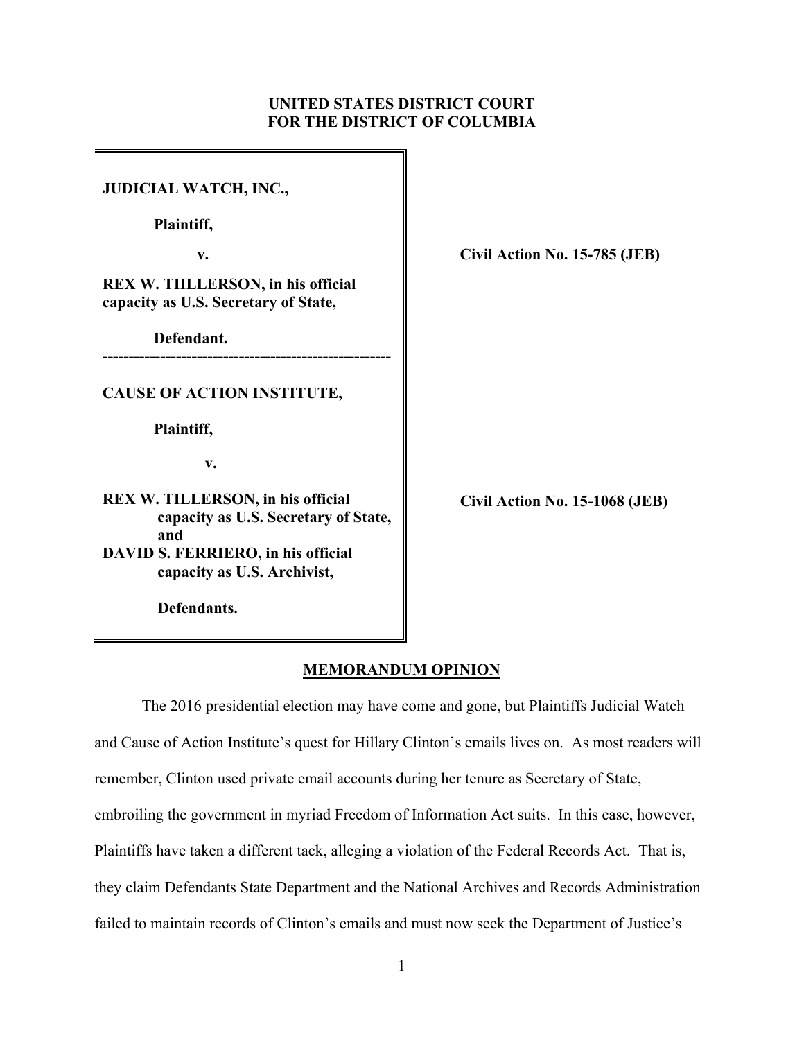**UNITED STATES DISTRICT COURT**
**FOR THE DISTRICT OF COLUMBIA**

**JUDICIAL WATCH, INC.,**

**Plaintiff,**

**v.**

**REX W. TIILLERSON, in his official capacity as U.S. Secretary of State,**

**Defendant.**

**Civil Action No. 15-785 (JEB)**

---

**CAUSE OF ACTION INSTITUTE,**

**Plaintiff,**

**v.**

**REX W. TILLERSON, in his official capacity as U.S. Secretary of State, and**
**DAVID S. FERRIERO, in his official capacity as U.S. Archivist,**

**Defendants.**

**Civil Action No. 15-1068 (JEB)**

## MEMORANDUM OPINION

The 2016 presidential election may have come and gone, but Plaintiffs Judicial Watch and Cause of Action Institute's quest for Hillary Clinton's emails lives on. As most readers will remember, Clinton used private email accounts during her tenure as Secretary of State, embroiling the government in myriad Freedom of Information Act suits. In this case, however, Plaintiffs have taken a different tack, alleging a violation of the Federal Records Act. That is, they claim Defendants State Department and the National Archives and Records Administration failed to maintain records of Clinton's emails and must now seek the Department of Justice's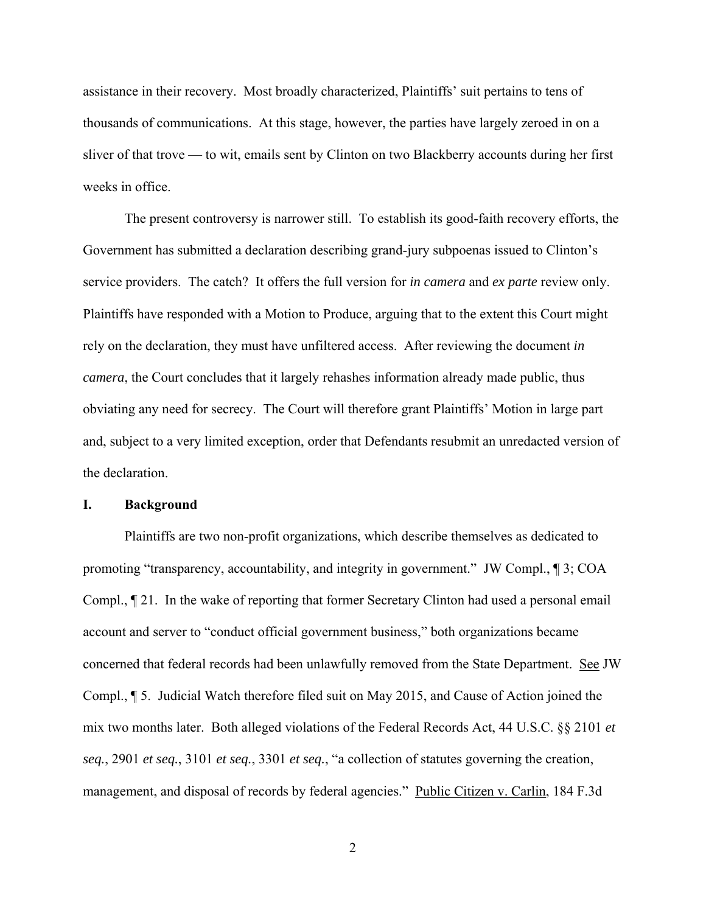assistance in their recovery. Most broadly characterized, Plaintiffs' suit pertains to tens of thousands of communications. At this stage, however, the parties have largely zeroed in on a sliver of that trove — to wit, emails sent by Clinton on two Blackberry accounts during her first weeks in office.

The present controversy is narrower still. To establish its good-faith recovery efforts, the Government has submitted a declaration describing grand-jury subpoenas issued to Clinton's service providers. The catch? It offers the full version for *in camera* and *ex parte* review only. Plaintiffs have responded with a Motion to Produce, arguing that to the extent this Court might rely on the declaration, they must have unfiltered access. After reviewing the document *in camera*, the Court concludes that it largely rehashes information already made public, thus obviating any need for secrecy. The Court will therefore grant Plaintiffs' Motion in large part and, subject to a very limited exception, order that Defendants resubmit an unredacted version of the declaration.

## I. Background

Plaintiffs are two non-profit organizations, which describe themselves as dedicated to promoting "transparency, accountability, and integrity in government." JW Compl., ¶ 3; COA Compl., ¶ 21. In the wake of reporting that former Secretary Clinton had used a personal email account and server to "conduct official government business," both organizations became concerned that federal records had been unlawfully removed from the State Department. See JW Compl., ¶ 5. Judicial Watch therefore filed suit on May 2015, and Cause of Action joined the mix two months later. Both alleged violations of the Federal Records Act, 44 U.S.C. §§ 2101 *et seq.*, 2901 *et seq.*, 3101 *et seq.*, 3301 *et seq.*, "a collection of statutes governing the creation, management, and disposal of records by federal agencies." Public Citizen v. Carlin, 184 F.3d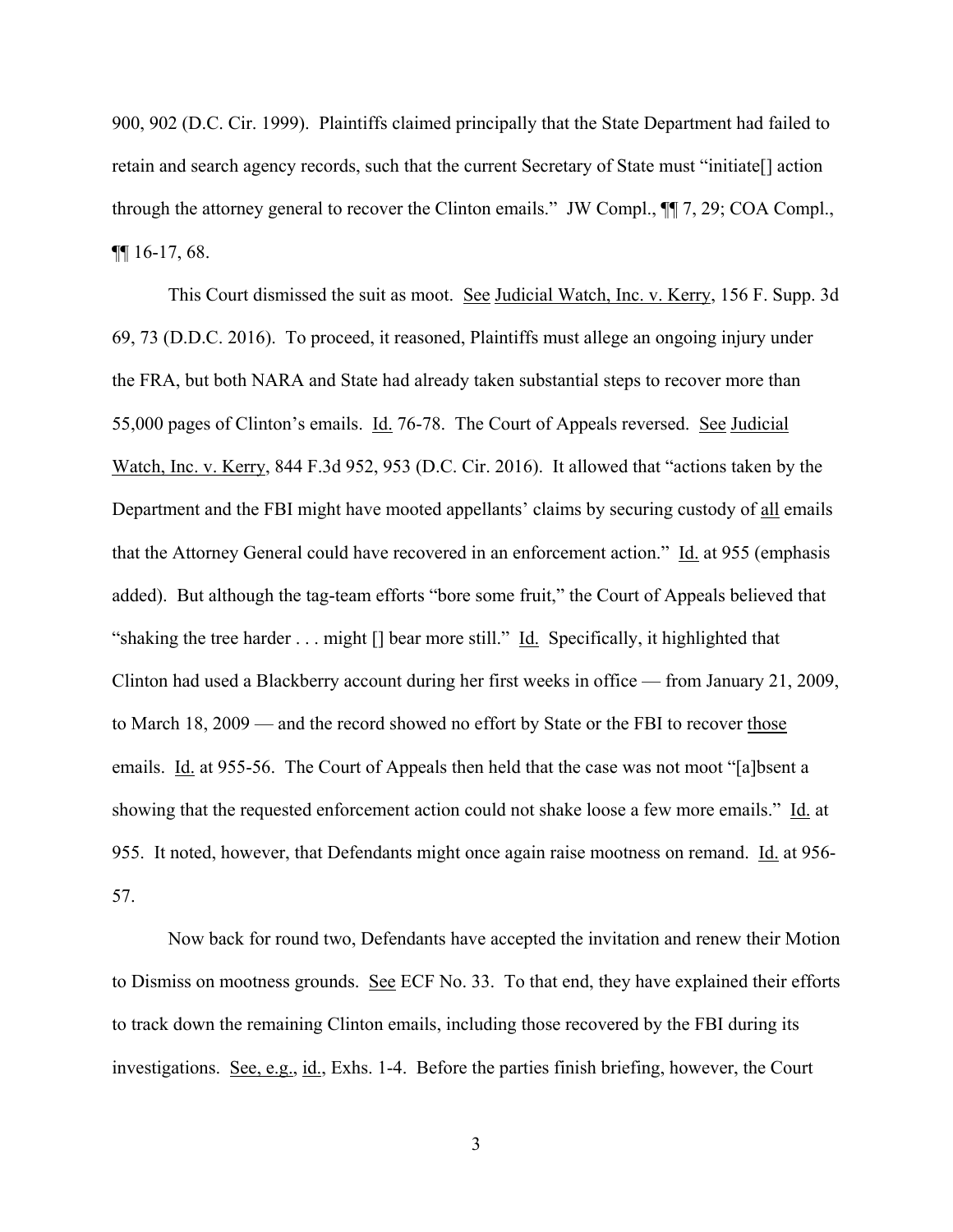900, 902 (D.C. Cir. 1999). Plaintiffs claimed principally that the State Department had failed to retain and search agency records, such that the current Secretary of State must "initiate[] action through the attorney general to recover the Clinton emails." JW Compl., ¶¶ 7, 29; COA Compl., ¶¶ 16-17, 68.

This Court dismissed the suit as moot. See Judicial Watch, Inc. v. Kerry, 156 F. Supp. 3d 69, 73 (D.D.C. 2016). To proceed, it reasoned, Plaintiffs must allege an ongoing injury under the FRA, but both NARA and State had already taken substantial steps to recover more than 55,000 pages of Clinton's emails. Id. 76-78. The Court of Appeals reversed. See Judicial Watch, Inc. v. Kerry, 844 F.3d 952, 953 (D.C. Cir. 2016). It allowed that "actions taken by the Department and the FBI might have mooted appellants' claims by securing custody of all emails that the Attorney General could have recovered in an enforcement action." Id. at 955 (emphasis added). But although the tag-team efforts "bore some fruit," the Court of Appeals believed that "shaking the tree harder . . . might [] bear more still." Id. Specifically, it highlighted that Clinton had used a Blackberry account during her first weeks in office — from January 21, 2009, to March 18, 2009 — and the record showed no effort by State or the FBI to recover those emails. Id. at 955-56. The Court of Appeals then held that the case was not moot "[a]bsent a showing that the requested enforcement action could not shake loose a few more emails." Id. at 955. It noted, however, that Defendants might once again raise mootness on remand. Id. at 956-57.

Now back for round two, Defendants have accepted the invitation and renew their Motion to Dismiss on mootness grounds. See ECF No. 33. To that end, they have explained their efforts to track down the remaining Clinton emails, including those recovered by the FBI during its investigations. See, e.g., id., Exhs. 1-4. Before the parties finish briefing, however, the Court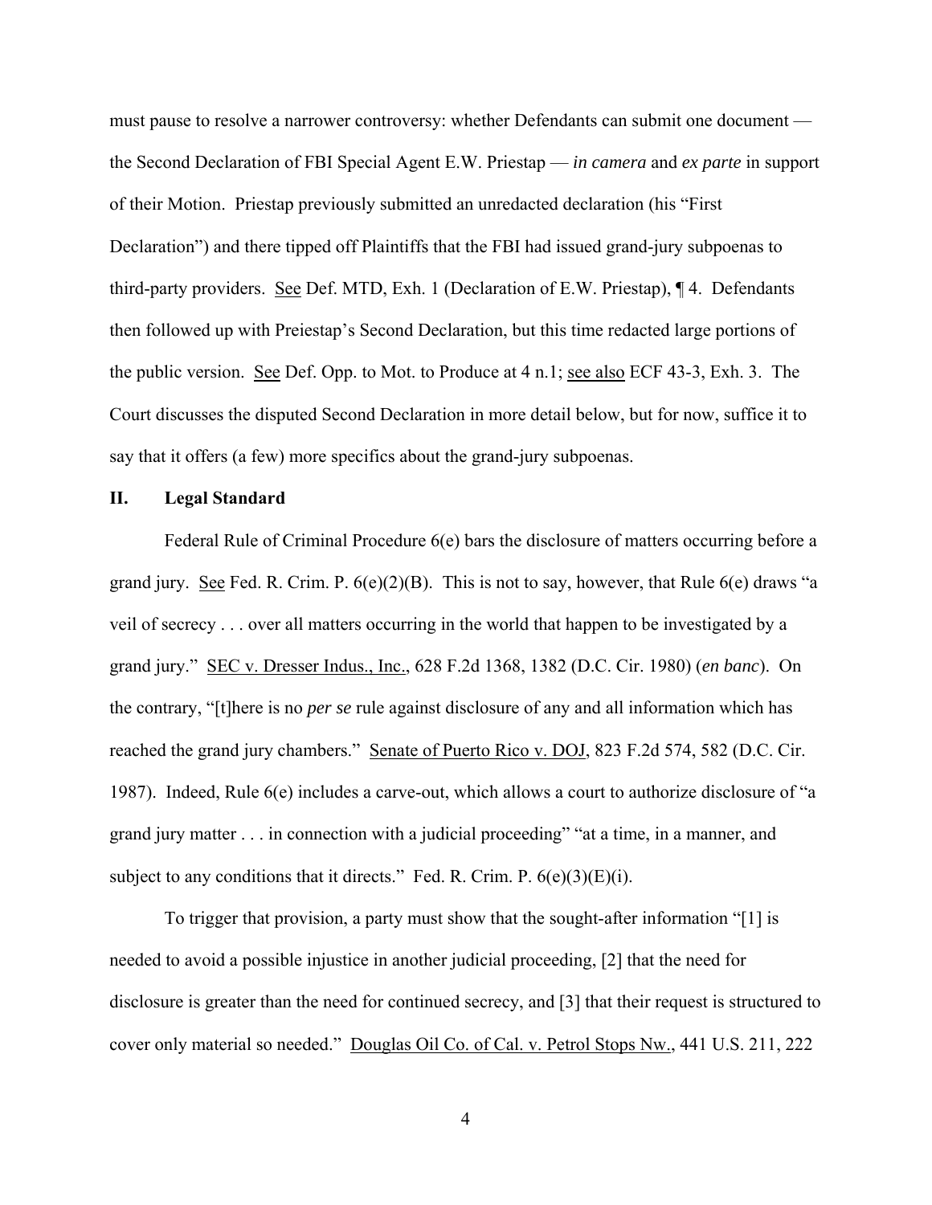must pause to resolve a narrower controversy: whether Defendants can submit one document — the Second Declaration of FBI Special Agent E.W. Priestap — *in camera* and *ex parte* in support of their Motion. Priestap previously submitted an unredacted declaration (his "First Declaration") and there tipped off Plaintiffs that the FBI had issued grand-jury subpoenas to third-party providers. See Def. MTD, Exh. 1 (Declaration of E.W. Priestap), ¶ 4. Defendants then followed up with Preiestap's Second Declaration, but this time redacted large portions of the public version. See Def. Opp. to Mot. to Produce at 4 n.1; see also ECF 43-3, Exh. 3. The Court discusses the disputed Second Declaration in more detail below, but for now, suffice it to say that it offers (a few) more specifics about the grand-jury subpoenas.

## II. Legal Standard

Federal Rule of Criminal Procedure 6(e) bars the disclosure of matters occurring before a grand jury. See Fed. R. Crim. P. 6(e)(2)(B). This is not to say, however, that Rule 6(e) draws "a veil of secrecy . . . over all matters occurring in the world that happen to be investigated by a grand jury." SEC v. Dresser Indus., Inc., 628 F.2d 1368, 1382 (D.C. Cir. 1980) (*en banc*). On the contrary, "[t]here is no *per se* rule against disclosure of any and all information which has reached the grand jury chambers." Senate of Puerto Rico v. DOJ, 823 F.2d 574, 582 (D.C. Cir. 1987). Indeed, Rule 6(e) includes a carve-out, which allows a court to authorize disclosure of "a grand jury matter . . . in connection with a judicial proceeding" "at a time, in a manner, and subject to any conditions that it directs." Fed. R. Crim. P. 6(e)(3)(E)(i).

To trigger that provision, a party must show that the sought-after information "[1] is needed to avoid a possible injustice in another judicial proceeding, [2] that the need for disclosure is greater than the need for continued secrecy, and [3] that their request is structured to cover only material so needed." Douglas Oil Co. of Cal. v. Petrol Stops Nw., 441 U.S. 211, 222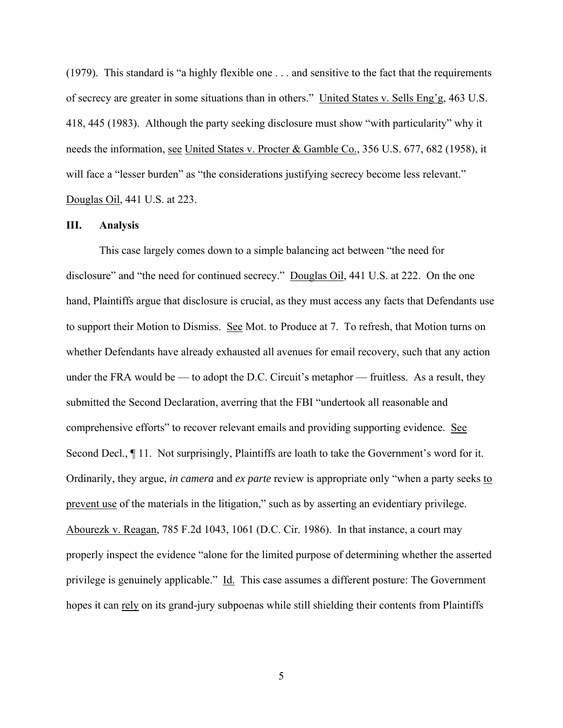(1979). This standard is "a highly flexible one . . . and sensitive to the fact that the requirements of secrecy are greater in some situations than in others." United States v. Sells Eng'g, 463 U.S. 418, 445 (1983). Although the party seeking disclosure must show "with particularity" why it needs the information, see United States v. Procter & Gamble Co., 356 U.S. 677, 682 (1958), it will face a "lesser burden" as "the considerations justifying secrecy become less relevant." Douglas Oil, 441 U.S. at 223.

## III. Analysis

This case largely comes down to a simple balancing act between "the need for disclosure" and "the need for continued secrecy." Douglas Oil, 441 U.S. at 222. On the one hand, Plaintiffs argue that disclosure is crucial, as they must access any facts that Defendants use to support their Motion to Dismiss. See Mot. to Produce at 7. To refresh, that Motion turns on whether Defendants have already exhausted all avenues for email recovery, such that any action under the FRA would be — to adopt the D.C. Circuit's metaphor — fruitless. As a result, they submitted the Second Declaration, averring that the FBI "undertook all reasonable and comprehensive efforts" to recover relevant emails and providing supporting evidence. See Second Decl., ¶ 11. Not surprisingly, Plaintiffs are loath to take the Government's word for it. Ordinarily, they argue, *in camera* and *ex parte* review is appropriate only "when a party seeks to prevent use of the materials in the litigation," such as by asserting an evidentiary privilege. Abourezk v. Reagan, 785 F.2d 1043, 1061 (D.C. Cir. 1986). In that instance, a court may properly inspect the evidence "alone for the limited purpose of determining whether the asserted privilege is genuinely applicable." Id. This case assumes a different posture: The Government hopes it can rely on its grand-jury subpoenas while still shielding their contents from Plaintiffs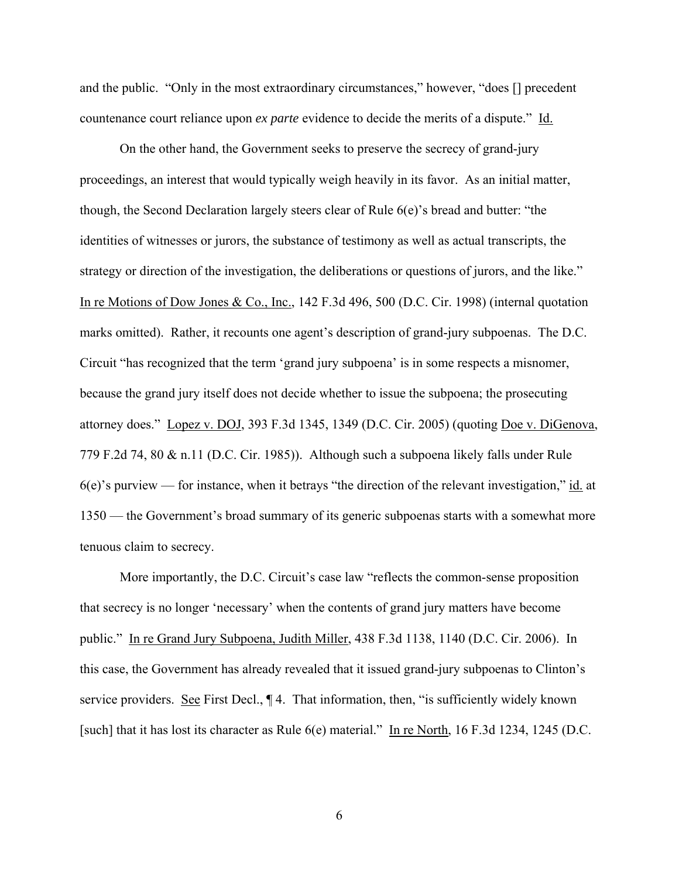and the public. "Only in the most extraordinary circumstances," however, "does [] precedent countenance court reliance upon *ex parte* evidence to decide the merits of a dispute." Id.

On the other hand, the Government seeks to preserve the secrecy of grand-jury proceedings, an interest that would typically weigh heavily in its favor. As an initial matter, though, the Second Declaration largely steers clear of Rule 6(e)'s bread and butter: "the identities of witnesses or jurors, the substance of testimony as well as actual transcripts, the strategy or direction of the investigation, the deliberations or questions of jurors, and the like." In re Motions of Dow Jones & Co., Inc., 142 F.3d 496, 500 (D.C. Cir. 1998) (internal quotation marks omitted). Rather, it recounts one agent's description of grand-jury subpoenas. The D.C. Circuit "has recognized that the term 'grand jury subpoena' is in some respects a misnomer, because the grand jury itself does not decide whether to issue the subpoena; the prosecuting attorney does." Lopez v. DOJ, 393 F.3d 1345, 1349 (D.C. Cir. 2005) (quoting Doe v. DiGenova, 779 F.2d 74, 80 & n.11 (D.C. Cir. 1985)). Although such a subpoena likely falls under Rule 6(e)'s purview — for instance, when it betrays "the direction of the relevant investigation," id. at 1350 — the Government's broad summary of its generic subpoenas starts with a somewhat more tenuous claim to secrecy.

More importantly, the D.C. Circuit's case law "reflects the common-sense proposition that secrecy is no longer 'necessary' when the contents of grand jury matters have become public." In re Grand Jury Subpoena, Judith Miller, 438 F.3d 1138, 1140 (D.C. Cir. 2006). In this case, the Government has already revealed that it issued grand-jury subpoenas to Clinton's service providers. See First Decl., ¶ 4. That information, then, "is sufficiently widely known [such] that it has lost its character as Rule 6(e) material." In re North, 16 F.3d 1234, 1245 (D.C.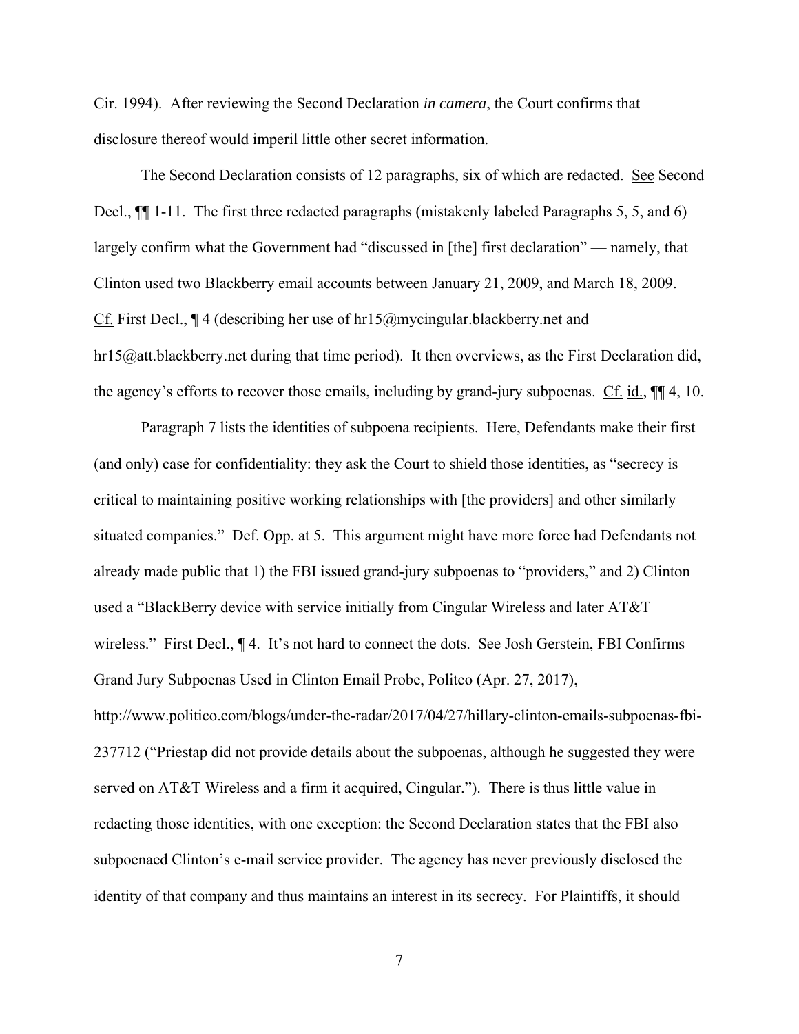Cir. 1994). After reviewing the Second Declaration *in camera*, the Court confirms that disclosure thereof would imperil little other secret information.

The Second Declaration consists of 12 paragraphs, six of which are redacted. See Second Decl., ¶¶ 1-11. The first three redacted paragraphs (mistakenly labeled Paragraphs 5, 5, and 6) largely confirm what the Government had "discussed in [the] first declaration" — namely, that Clinton used two Blackberry email accounts between January 21, 2009, and March 18, 2009. Cf. First Decl., ¶ 4 (describing her use of hr15@mycingular.blackberry.net and hr15@att.blackberry.net during that time period). It then overviews, as the First Declaration did, the agency's efforts to recover those emails, including by grand-jury subpoenas. Cf. id., ¶¶ 4, 10.

Paragraph 7 lists the identities of subpoena recipients. Here, Defendants make their first (and only) case for confidentiality: they ask the Court to shield those identities, as "secrecy is critical to maintaining positive working relationships with [the providers] and other similarly situated companies." Def. Opp. at 5. This argument might have more force had Defendants not already made public that 1) the FBI issued grand-jury subpoenas to "providers," and 2) Clinton used a "BlackBerry device with service initially from Cingular Wireless and later AT&T wireless." First Decl., ¶ 4. It's not hard to connect the dots. See Josh Gerstein, FBI Confirms Grand Jury Subpoenas Used in Clinton Email Probe, Politco (Apr. 27, 2017), http://www.politico.com/blogs/under-the-radar/2017/04/27/hillary-clinton-emails-subpoenas-fbi-237712 ("Priestap did not provide details about the subpoenas, although he suggested they were served on AT&T Wireless and a firm it acquired, Cingular."). There is thus little value in redacting those identities, with one exception: the Second Declaration states that the FBI also subpoenaed Clinton's e-mail service provider. The agency has never previously disclosed the identity of that company and thus maintains an interest in its secrecy. For Plaintiffs, it should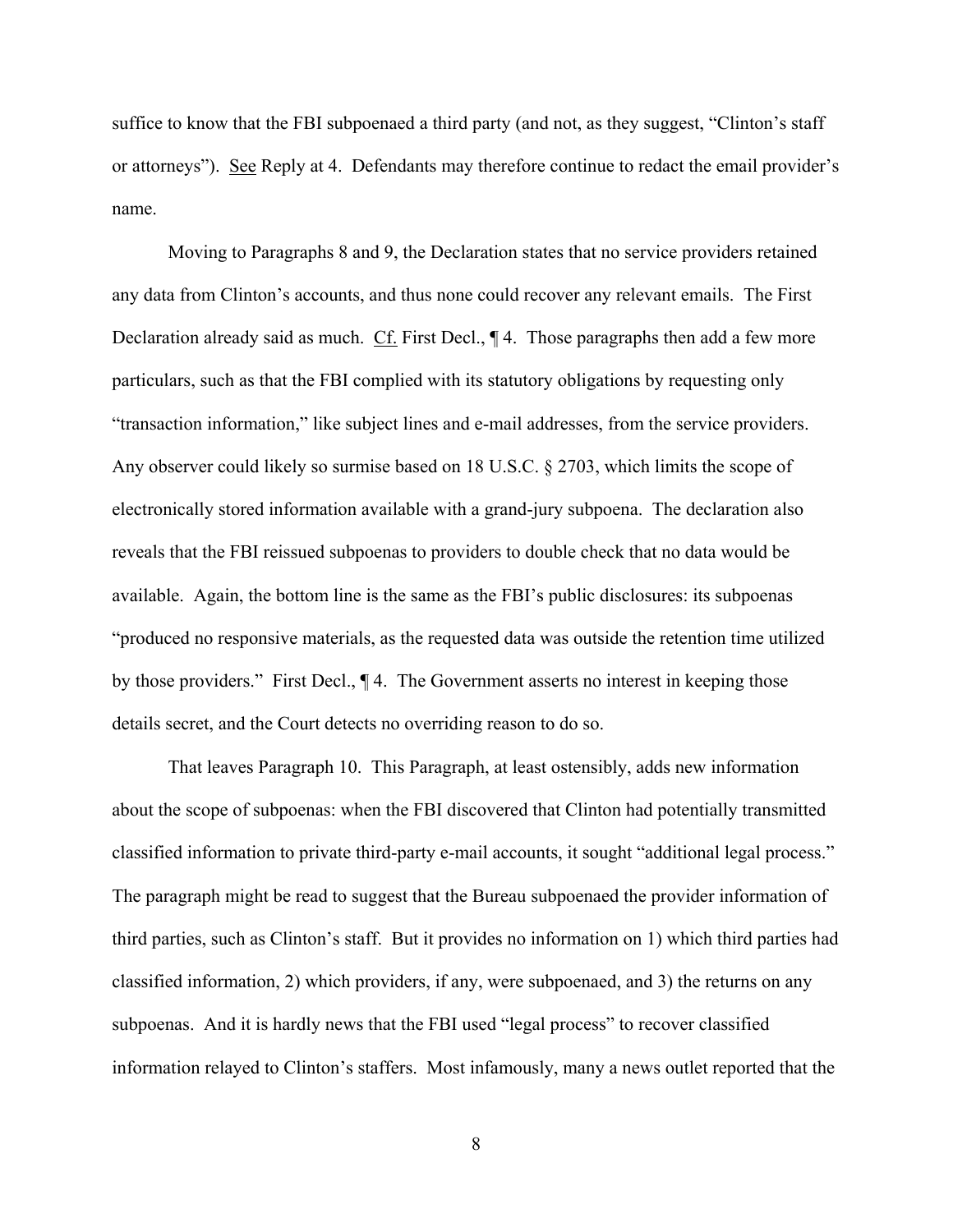suffice to know that the FBI subpoenaed a third party (and not, as they suggest, "Clinton's staff or attorneys"). See Reply at 4. Defendants may therefore continue to redact the email provider's name.

Moving to Paragraphs 8 and 9, the Declaration states that no service providers retained any data from Clinton's accounts, and thus none could recover any relevant emails. The First Declaration already said as much. Cf. First Decl., ¶ 4. Those paragraphs then add a few more particulars, such as that the FBI complied with its statutory obligations by requesting only "transaction information," like subject lines and e-mail addresses, from the service providers. Any observer could likely so surmise based on 18 U.S.C. § 2703, which limits the scope of electronically stored information available with a grand-jury subpoena. The declaration also reveals that the FBI reissued subpoenas to providers to double check that no data would be available. Again, the bottom line is the same as the FBI's public disclosures: its subpoenas "produced no responsive materials, as the requested data was outside the retention time utilized by those providers." First Decl., ¶ 4. The Government asserts no interest in keeping those details secret, and the Court detects no overriding reason to do so.

That leaves Paragraph 10. This Paragraph, at least ostensibly, adds new information about the scope of subpoenas: when the FBI discovered that Clinton had potentially transmitted classified information to private third-party e-mail accounts, it sought "additional legal process." The paragraph might be read to suggest that the Bureau subpoenaed the provider information of third parties, such as Clinton's staff. But it provides no information on 1) which third parties had classified information, 2) which providers, if any, were subpoenaed, and 3) the returns on any subpoenas. And it is hardly news that the FBI used "legal process" to recover classified information relayed to Clinton's staffers. Most infamously, many a news outlet reported that the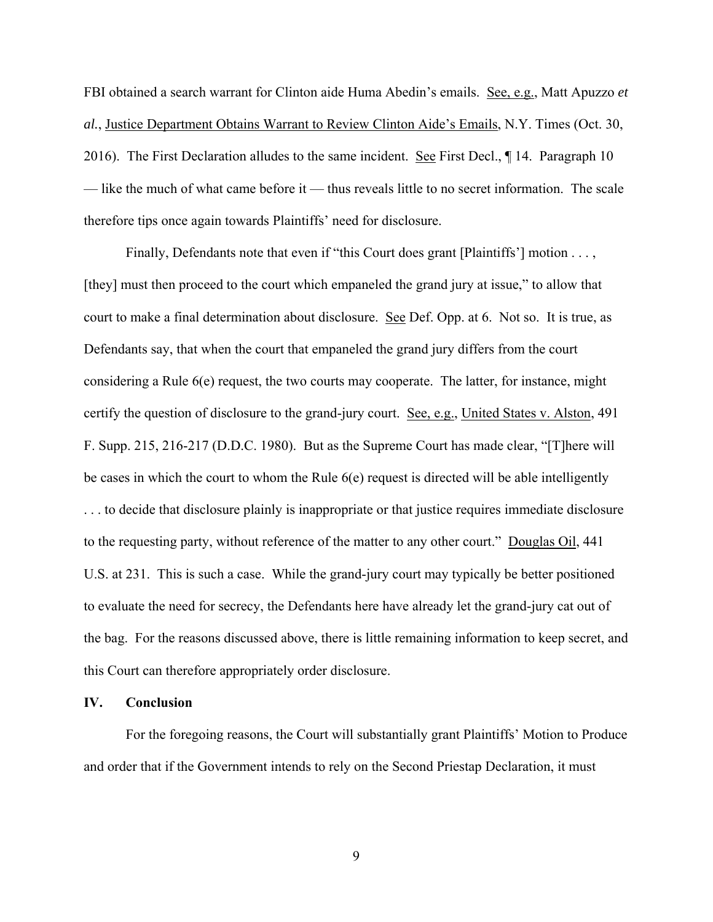FBI obtained a search warrant for Clinton aide Huma Abedin's emails. See, e.g., Matt Apuzzo *et al.*, Justice Department Obtains Warrant to Review Clinton Aide's Emails, N.Y. Times (Oct. 30, 2016). The First Declaration alludes to the same incident. See First Decl., ¶ 14. Paragraph 10 — like the much of what came before it — thus reveals little to no secret information. The scale therefore tips once again towards Plaintiffs' need for disclosure.

Finally, Defendants note that even if "this Court does grant [Plaintiffs'] motion . . . , [they] must then proceed to the court which empaneled the grand jury at issue," to allow that court to make a final determination about disclosure. See Def. Opp. at 6. Not so. It is true, as Defendants say, that when the court that empaneled the grand jury differs from the court considering a Rule 6(e) request, the two courts may cooperate. The latter, for instance, might certify the question of disclosure to the grand-jury court. See, e.g., United States v. Alston, 491 F. Supp. 215, 216-217 (D.D.C. 1980). But as the Supreme Court has made clear, "[T]here will be cases in which the court to whom the Rule 6(e) request is directed will be able intelligently . . . to decide that disclosure plainly is inappropriate or that justice requires immediate disclosure to the requesting party, without reference of the matter to any other court." Douglas Oil, 441 U.S. at 231. This is such a case. While the grand-jury court may typically be better positioned to evaluate the need for secrecy, the Defendants here have already let the grand-jury cat out of the bag. For the reasons discussed above, there is little remaining information to keep secret, and this Court can therefore appropriately order disclosure.

## IV. Conclusion

For the foregoing reasons, the Court will substantially grant Plaintiffs' Motion to Produce and order that if the Government intends to rely on the Second Priestap Declaration, it must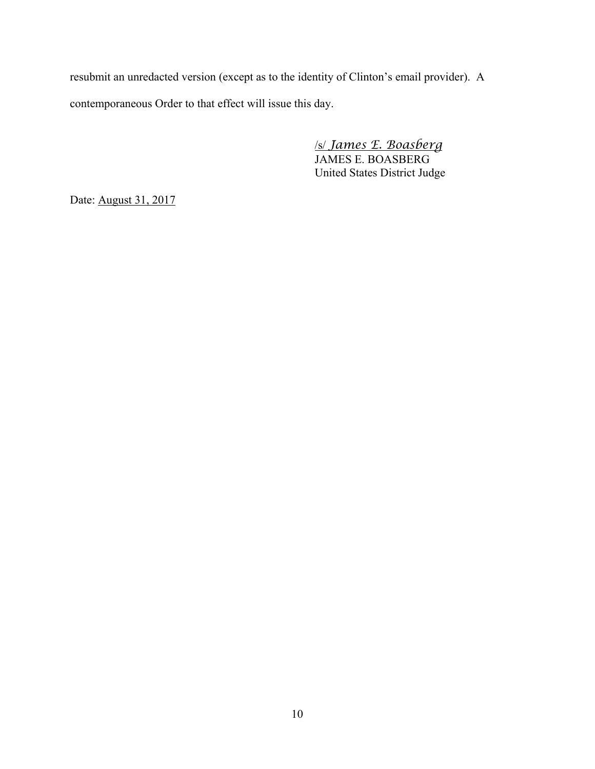resubmit an unredacted version (except as to the identity of Clinton's email provider). A contemporaneous Order to that effect will issue this day.

/s/ *James E. Boasberg*
JAMES E. BOASBERG
United States District Judge

Date: August 31, 2017